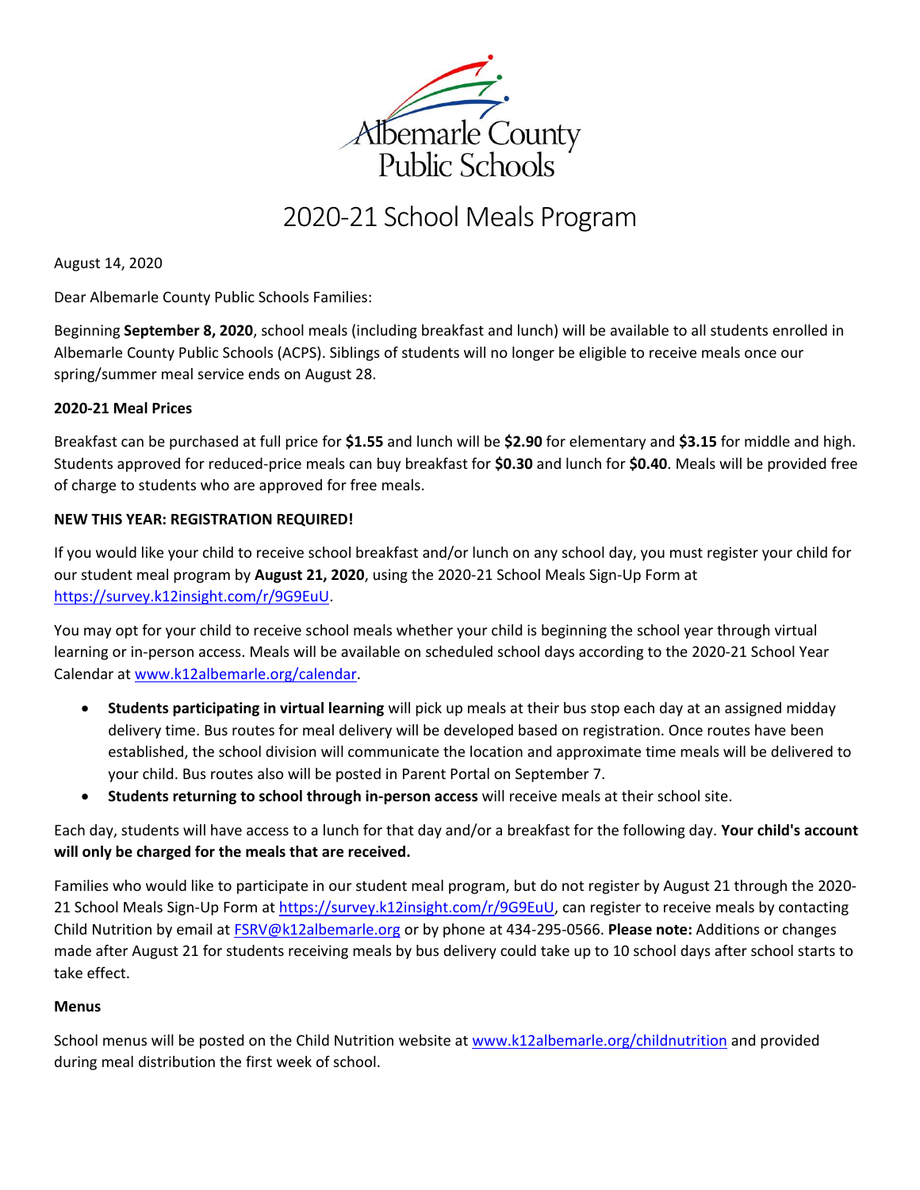Albemarle County Public Schools

# 2020-21 School Meals Program

August 14, 2020

Dear Albemarle County Public Schools Families:

Beginning **September 8, 2020**, school meals (including breakfast and lunch) will be available to all students enrolled in Albemarle County Public Schools (ACPS). Siblings of students will no longer be eligible to receive meals once our spring/summer meal service ends on August 28.

**2020-21 Meal Prices**

Breakfast can be purchased at full price for **$1.55** and lunch will be **$2.90** for elementary and **$3.15** for middle and high. Students approved for reduced-price meals can buy breakfast for **$0.30** and lunch for **$0.40**. Meals will be provided free of charge to students who are approved for free meals.

**NEW THIS YEAR: REGISTRATION REQUIRED!**

If you would like your child to receive school breakfast and/or lunch on any school day, you must register your child for our student meal program by **August 21, 2020**, using the 2020-21 School Meals Sign-Up Form at https://survey.k12insight.com/r/9G9EuU.

You may opt for your child to receive school meals whether your child is beginning the school year through virtual learning or in-person access. Meals will be available on scheduled school days according to the 2020-21 School Year Calendar at www.k12albemarle.org/calendar.

- **Students participating in virtual learning** will pick up meals at their bus stop each day at an assigned midday delivery time. Bus routes for meal delivery will be developed based on registration. Once routes have been established, the school division will communicate the location and approximate time meals will be delivered to your child. Bus routes also will be posted in Parent Portal on September 7.
- **Students returning to school through in-person access** will receive meals at their school site.

Each day, students will have access to a lunch for that day and/or a breakfast for the following day. **Your child's account will only be charged for the meals that are received.**

Families who would like to participate in our student meal program, but do not register by August 21 through the 2020-21 School Meals Sign-Up Form at https://survey.k12insight.com/r/9G9EuU, can register to receive meals by contacting Child Nutrition by email at FSRV@k12albemarle.org or by phone at 434-295-0566. **Please note:** Additions or changes made after August 21 for students receiving meals by bus delivery could take up to 10 school days after school starts to take effect.

**Menus**

School menus will be posted on the Child Nutrition website at www.k12albemarle.org/childnutrition and provided during meal distribution the first week of school.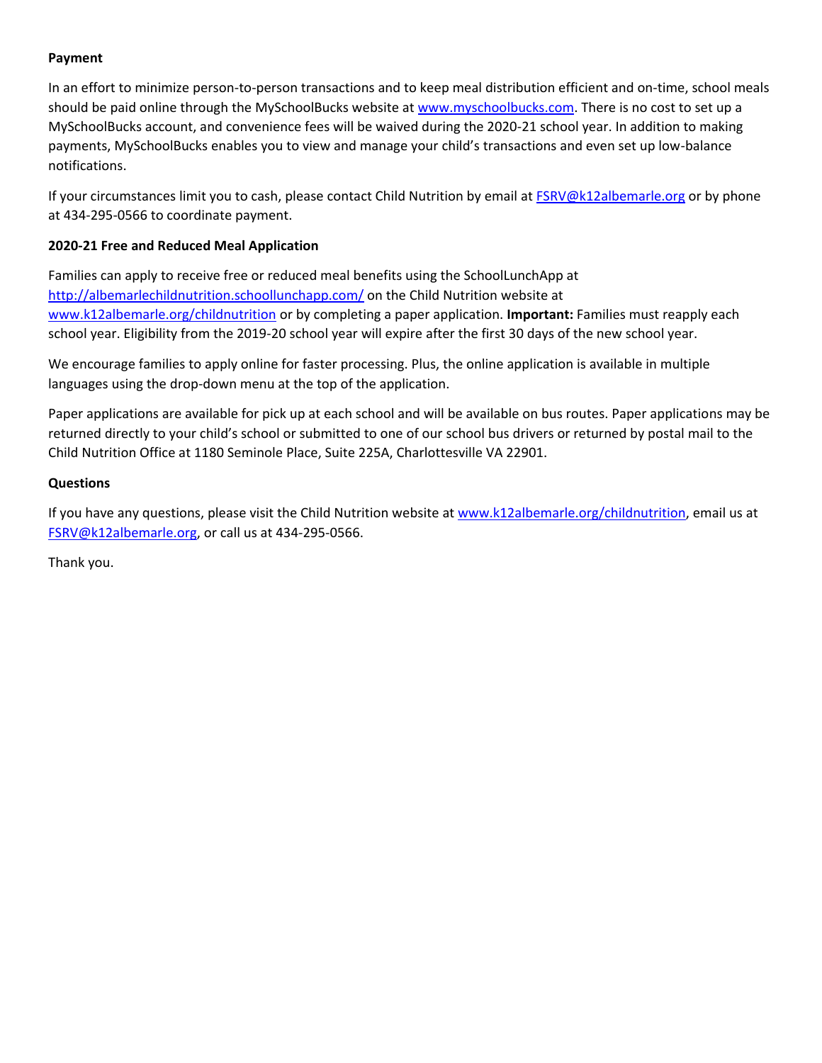**Payment**

In an effort to minimize person-to-person transactions and to keep meal distribution efficient and on-time, school meals should be paid online through the MySchoolBucks website at [www.myschoolbucks.com](http://www.myschoolbucks.com). There is no cost to set up a MySchoolBucks account, and convenience fees will be waived during the 2020-21 school year. In addition to making payments, MySchoolBucks enables you to view and manage your child's transactions and even set up low-balance notifications.

If your circumstances limit you to cash, please contact Child Nutrition by email at [FSRV@k12albemarle.org](mailto:FSRV@k12albemarle.org) or by phone at 434-295-0566 to coordinate payment.

**2020-21 Free and Reduced Meal Application**

Families can apply to receive free or reduced meal benefits using the SchoolLunchApp at [http://albemarlechildnutrition.schoollunchapp.com/](http://albemarlechildnutrition.schoollunchapp.com/) on the Child Nutrition website at [www.k12albemarle.org/childnutrition](http://www.k12albemarle.org/childnutrition) or by completing a paper application. **Important:** Families must reapply each school year. Eligibility from the 2019-20 school year will expire after the first 30 days of the new school year.

We encourage families to apply online for faster processing. Plus, the online application is available in multiple languages using the drop-down menu at the top of the application.

Paper applications are available for pick up at each school and will be available on bus routes. Paper applications may be returned directly to your child's school or submitted to one of our school bus drivers or returned by postal mail to the Child Nutrition Office at 1180 Seminole Place, Suite 225A, Charlottesville VA 22901.

**Questions**

If you have any questions, please visit the Child Nutrition website at [www.k12albemarle.org/childnutrition](http://www.k12albemarle.org/childnutrition), email us at [FSRV@k12albemarle.org](mailto:FSRV@k12albemarle.org), or call us at 434-295-0566.

Thank you.